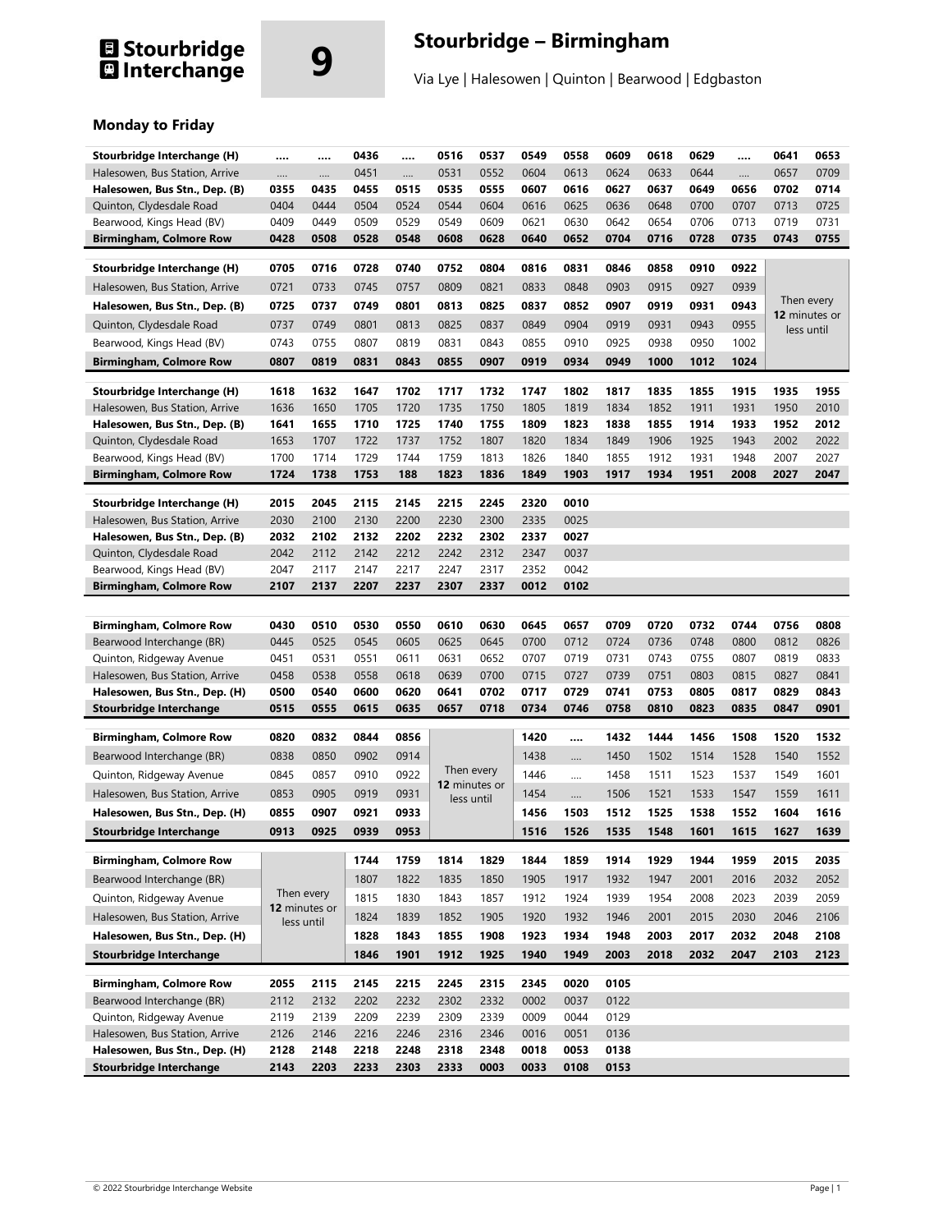# Stourbridge Interchange

# 9

## Stourbridge – Birmingham

Via Lye | Halesowen | Quinton | Bearwood | Edgbaston

### Monday to Friday

| Stourbridge Interchange (H) | .... | .... | 0436 | .... | 0516 | 0537 | 0549 | 0558 | 0609 | 0618 | 0629 | .... | 0641 | 0653 |
|---|---|---|---|---|---|---|---|---|---|---|---|---|---|---|
| Halesowen, Bus Station, Arrive | .... | .... | 0451 | .... | 0531 | 0552 | 0604 | 0613 | 0624 | 0633 | 0644 | .... | 0657 | 0709 |
| **Halesowen, Bus Stn., Dep. (B)** | **0355** | **0435** | **0455** | **0515** | **0535** | **0555** | **0607** | **0616** | **0627** | **0637** | **0649** | **0656** | **0702** | **0714** |
| Quinton, Clydesdale Road | 0404 | 0444 | 0504 | 0524 | 0544 | 0604 | 0616 | 0625 | 0636 | 0648 | 0700 | 0707 | 0713 | 0725 |
| Bearwood, Kings Head (BV) | 0409 | 0449 | 0509 | 0529 | 0549 | 0609 | 0621 | 0630 | 0642 | 0654 | 0706 | 0713 | 0719 | 0731 |
| **Birmingham, Colmore Row** | **0428** | **0508** | **0528** | **0548** | **0608** | **0628** | **0640** | **0652** | **0704** | **0716** | **0728** | **0735** | **0743** | **0755** |

| Stourbridge Interchange (H) | 0705 | 0716 | 0728 | 0740 | 0752 | 0804 | 0816 | 0831 | 0846 | 0858 | 0910 | 0922 | Then every 12 minutes or less until |
|---|---|---|---|---|---|---|---|---|---|---|---|---|---|
| Halesowen, Bus Station, Arrive | 0721 | 0733 | 0745 | 0757 | 0809 | 0821 | 0833 | 0848 | 0903 | 0915 | 0927 | 0939 | |
| **Halesowen, Bus Stn., Dep. (B)** | **0725** | **0737** | **0749** | **0801** | **0813** | **0825** | **0837** | **0852** | **0907** | **0919** | **0931** | **0943** | |
| Quinton, Clydesdale Road | 0737 | 0749 | 0801 | 0813 | 0825 | 0837 | 0849 | 0904 | 0919 | 0931 | 0943 | 0955 | |
| Bearwood, Kings Head (BV) | 0743 | 0755 | 0807 | 0819 | 0831 | 0843 | 0855 | 0910 | 0925 | 0938 | 0950 | 1002 | |
| **Birmingham, Colmore Row** | **0807** | **0819** | **0831** | **0843** | **0855** | **0907** | **0919** | **0934** | **0949** | **1000** | **1012** | **1024** | |

| Stourbridge Interchange (H) | 1618 | 1632 | 1647 | 1702 | 1717 | 1732 | 1747 | 1802 | 1817 | 1835 | 1855 | 1915 | 1935 | 1955 |
|---|---|---|---|---|---|---|---|---|---|---|---|---|---|---|
| Halesowen, Bus Station, Arrive | 1636 | 1650 | 1705 | 1720 | 1735 | 1750 | 1805 | 1819 | 1834 | 1852 | 1911 | 1931 | 1950 | 2010 |
| **Halesowen, Bus Stn., Dep. (B)** | **1641** | **1655** | **1710** | **1725** | **1740** | **1755** | **1809** | **1823** | **1838** | **1855** | **1914** | **1933** | **1952** | **2012** |
| Quinton, Clydesdale Road | 1653 | 1707 | 1722 | 1737 | 1752 | 1807 | 1820 | 1834 | 1849 | 1906 | 1925 | 1943 | 2002 | 2022 |
| Bearwood, Kings Head (BV) | 1700 | 1714 | 1729 | 1744 | 1759 | 1813 | 1826 | 1840 | 1855 | 1912 | 1931 | 1948 | 2007 | 2027 |
| **Birmingham, Colmore Row** | **1724** | **1738** | **1753** | **188** | **1823** | **1836** | **1849** | **1903** | **1917** | **1934** | **1951** | **2008** | **2027** | **2047** |

| Stourbridge Interchange (H) | 2015 | 2045 | 2115 | 2145 | 2215 | 2245 | 2320 | 0010 |
|---|---|---|---|---|---|---|---|---|
| Halesowen, Bus Station, Arrive | 2030 | 2100 | 2130 | 2200 | 2230 | 2300 | 2335 | 0025 |
| **Halesowen, Bus Stn., Dep. (B)** | **2032** | **2102** | **2132** | **2202** | **2232** | **2302** | **2337** | **0027** |
| Quinton, Clydesdale Road | 2042 | 2112 | 2142 | 2212 | 2242 | 2312 | 2347 | 0037 |
| Bearwood, Kings Head (BV) | 2047 | 2117 | 2147 | 2217 | 2247 | 2317 | 2352 | 0042 |
| **Birmingham, Colmore Row** | **2107** | **2137** | **2207** | **2237** | **2307** | **2337** | **0012** | **0102** |

| Birmingham, Colmore Row | 0430 | 0510 | 0530 | 0550 | 0610 | 0630 | 0645 | 0657 | 0709 | 0720 | 0732 | 0744 | 0756 | 0808 |
|---|---|---|---|---|---|---|---|---|---|---|---|---|---|---|
| Bearwood Interchange (BR) | 0445 | 0525 | 0545 | 0605 | 0625 | 0645 | 0700 | 0712 | 0724 | 0736 | 0748 | 0800 | 0812 | 0826 |
| Quinton, Ridgeway Avenue | 0451 | 0531 | 0551 | 0611 | 0631 | 0652 | 0707 | 0719 | 0731 | 0743 | 0755 | 0807 | 0819 | 0833 |
| Halesowen, Bus Station, Arrive | 0458 | 0538 | 0558 | 0618 | 0639 | 0700 | 0715 | 0727 | 0739 | 0751 | 0803 | 0815 | 0827 | 0841 |
| **Halesowen, Bus Stn., Dep. (H)** | **0500** | **0540** | **0600** | **0620** | **0641** | **0702** | **0717** | **0729** | **0741** | **0753** | **0805** | **0817** | **0829** | **0843** |
| **Stourbridge Interchange** | **0515** | **0555** | **0615** | **0635** | **0657** | **0718** | **0734** | **0746** | **0758** | **0810** | **0823** | **0835** | **0847** | **0901** |

| Birmingham, Colmore Row | 0820 | 0832 | 0844 | 0856 | Then every 12 minutes or less until | 1420 | .... | 1432 | 1444 | 1456 | 1508 | 1520 | 1532 |
|---|---|---|---|---|---|---|---|---|---|---|---|---|---|
| Bearwood Interchange (BR) | 0838 | 0850 | 0902 | 0914 | | 1438 | .... | 1450 | 1502 | 1514 | 1528 | 1540 | 1552 |
| Quinton, Ridgeway Avenue | 0845 | 0857 | 0910 | 0922 | | 1446 | .... | 1458 | 1511 | 1523 | 1537 | 1549 | 1601 |
| Halesowen, Bus Station, Arrive | 0853 | 0905 | 0919 | 0931 | | 1454 | .... | 1506 | 1521 | 1533 | 1547 | 1559 | 1611 |
| **Halesowen, Bus Stn., Dep. (H)** | **0855** | **0907** | **0921** | **0933** | | **1456** | **1503** | **1512** | **1525** | **1538** | **1552** | **1604** | **1616** |
| **Stourbridge Interchange** | **0913** | **0925** | **0939** | **0953** | | **1516** | **1526** | **1535** | **1548** | **1601** | **1615** | **1627** | **1639** |

| Birmingham, Colmore Row | Then every 12 minutes or less until | 1744 | 1759 | 1814 | 1829 | 1844 | 1859 | 1914 | 1929 | 1944 | 1959 | 2015 | 2035 |
|---|---|---|---|---|---|---|---|---|---|---|---|---|---|
| Bearwood Interchange (BR) | | 1807 | 1822 | 1835 | 1850 | 1905 | 1917 | 1932 | 1947 | 2001 | 2016 | 2032 | 2052 |
| Quinton, Ridgeway Avenue | | 1815 | 1830 | 1843 | 1857 | 1912 | 1924 | 1939 | 1954 | 2008 | 2023 | 2039 | 2059 |
| Halesowen, Bus Station, Arrive | | 1824 | 1839 | 1852 | 1905 | 1920 | 1932 | 1946 | 2001 | 2015 | 2030 | 2046 | 2106 |
| **Halesowen, Bus Stn., Dep. (H)** | | **1828** | **1843** | **1855** | **1908** | **1923** | **1934** | **1948** | **2003** | **2017** | **2032** | **2048** | **2108** |
| **Stourbridge Interchange** | | **1846** | **1901** | **1912** | **1925** | **1940** | **1949** | **2003** | **2018** | **2032** | **2047** | **2103** | **2123** |

| Birmingham, Colmore Row | 2055 | 2115 | 2145 | 2215 | 2245 | 2315 | 2345 | 0020 | 0105 |
|---|---|---|---|---|---|---|---|---|---|
| Bearwood Interchange (BR) | 2112 | 2132 | 2202 | 2232 | 2302 | 2332 | 0002 | 0037 | 0122 |
| Quinton, Ridgeway Avenue | 2119 | 2139 | 2209 | 2239 | 2309 | 2339 | 0009 | 0044 | 0129 |
| Halesowen, Bus Station, Arrive | 2126 | 2146 | 2216 | 2246 | 2316 | 2346 | 0016 | 0051 | 0136 |
| **Halesowen, Bus Stn., Dep. (H)** | **2128** | **2148** | **2218** | **2248** | **2318** | **2348** | **0018** | **0053** | **0138** |
| **Stourbridge Interchange** | **2143** | **2203** | **2233** | **2303** | **2333** | **0003** | **0033** | **0108** | **0153** |

© 2022 Stourbridge Interchange Website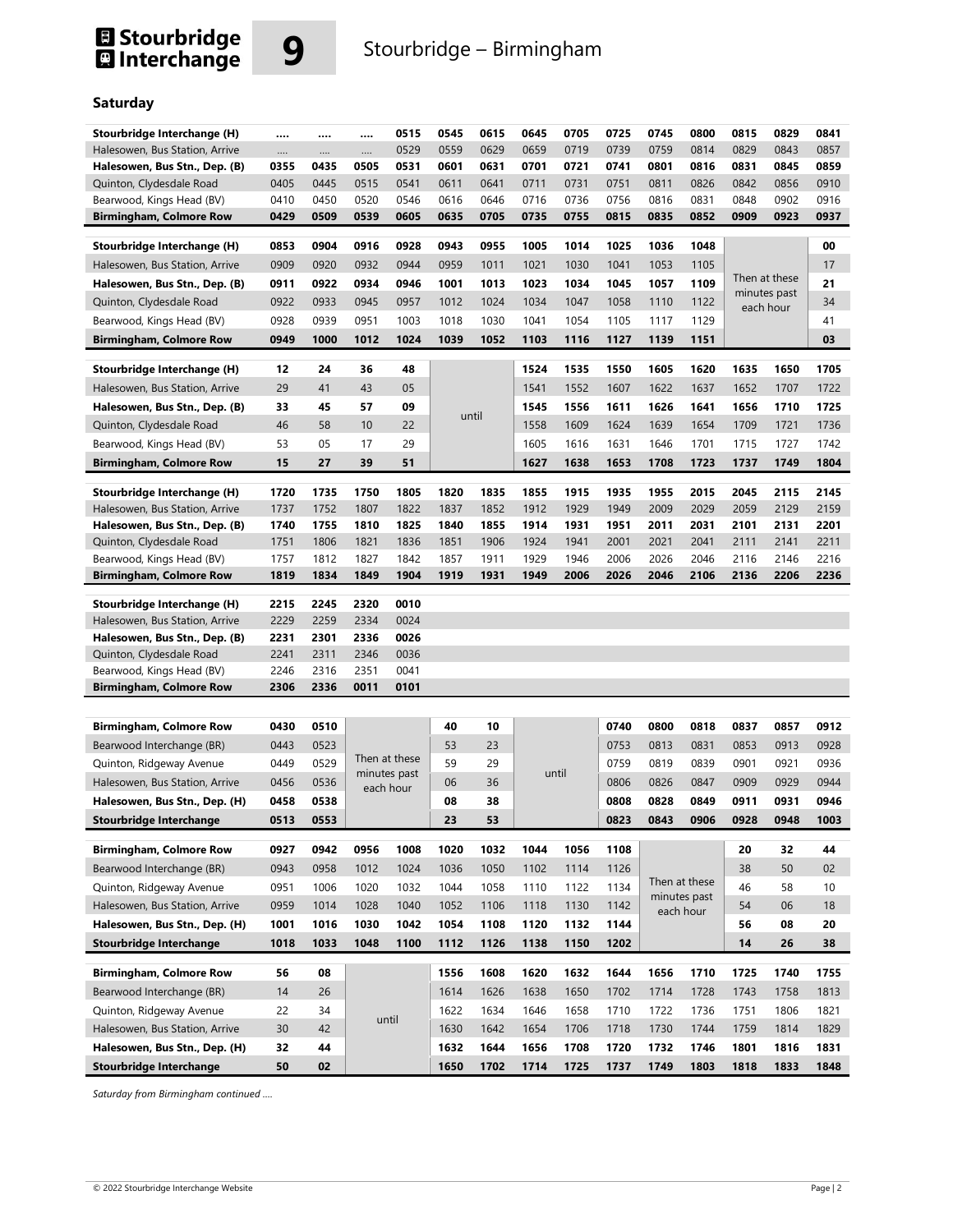# 9 Stourbridge – Birmingham

## Saturday

| Stourbridge Interchange (H) | .... | .... | .... | 0515 | 0545 | 0615 | 0645 | 0705 | 0725 | 0745 | 0800 | 0815 | 0829 | 0841 |
|---|---|---|---|---|---|---|---|---|---|---|---|---|---|---|
| Halesowen, Bus Station, Arrive | .... | .... | .... | 0529 | 0559 | 0629 | 0659 | 0719 | 0739 | 0759 | 0814 | 0829 | 0843 | 0857 |
| **Halesowen, Bus Stn., Dep. (B)** | **0355** | **0435** | **0505** | **0531** | **0601** | **0631** | **0701** | **0721** | **0741** | **0801** | **0816** | **0831** | **0845** | **0859** |
| Quinton, Clydesdale Road | 0405 | 0445 | 0515 | 0541 | 0611 | 0641 | 0711 | 0731 | 0751 | 0811 | 0826 | 0842 | 0856 | 0910 |
| Bearwood, Kings Head (BV) | 0410 | 0450 | 0520 | 0546 | 0616 | 0646 | 0716 | 0736 | 0756 | 0816 | 0831 | 0848 | 0902 | 0916 |
| **Birmingham, Colmore Row** | **0429** | **0509** | **0539** | **0605** | **0635** | **0705** | **0735** | **0755** | **0815** | **0835** | **0852** | **0909** | **0923** | **0937** |

| Stourbridge Interchange (H) | 0853 | 0904 | 0916 | 0928 | 0943 | 0955 | 1005 | 1014 | 1025 | 1036 | 1048 | Then at these minutes past each hour | 00 |
|---|---|---|---|---|---|---|---|---|---|---|---|---|---|
| Halesowen, Bus Station, Arrive | 0909 | 0920 | 0932 | 0944 | 0959 | 1011 | 1021 | 1030 | 1041 | 1053 | 1105 | | 17 |
| **Halesowen, Bus Stn., Dep. (B)** | **0911** | **0922** | **0934** | **0946** | **1001** | **1013** | **1023** | **1034** | **1045** | **1057** | **1109** | | **21** |
| Quinton, Clydesdale Road | 0922 | 0933 | 0945 | 0957 | 1012 | 1024 | 1034 | 1047 | 1058 | 1110 | 1122 | | 34 |
| Bearwood, Kings Head (BV) | 0928 | 0939 | 0951 | 1003 | 1018 | 1030 | 1041 | 1054 | 1105 | 1117 | 1129 | | 41 |
| **Birmingham, Colmore Row** | **0949** | **1000** | **1012** | **1024** | **1039** | **1052** | **1103** | **1116** | **1127** | **1139** | **1151** | | **03** |

| Stourbridge Interchange (H) | 12 | 24 | 36 | 48 | until | 1524 | 1535 | 1550 | 1605 | 1620 | 1635 | 1650 | 1705 |
|---|---|---|---|---|---|---|---|---|---|---|---|---|---|
| Halesowen, Bus Station, Arrive | 29 | 41 | 43 | 05 | | 1541 | 1552 | 1607 | 1622 | 1637 | 1652 | 1707 | 1722 |
| **Halesowen, Bus Stn., Dep. (B)** | **33** | **45** | **57** | **09** | | **1545** | **1556** | **1611** | **1626** | **1641** | **1656** | **1710** | **1725** |
| Quinton, Clydesdale Road | 46 | 58 | 10 | 22 | | 1558 | 1609 | 1624 | 1639 | 1654 | 1709 | 1721 | 1736 |
| Bearwood, Kings Head (BV) | 53 | 05 | 17 | 29 | | 1605 | 1616 | 1631 | 1646 | 1701 | 1715 | 1727 | 1742 |
| **Birmingham, Colmore Row** | **15** | **27** | **39** | **51** | | **1627** | **1638** | **1653** | **1708** | **1723** | **1737** | **1749** | **1804** |

| Stourbridge Interchange (H) | 1720 | 1735 | 1750 | 1805 | 1820 | 1835 | 1855 | 1915 | 1935 | 1955 | 2015 | 2045 | 2115 | 2145 |
|---|---|---|---|---|---|---|---|---|---|---|---|---|---|---|
| Halesowen, Bus Station, Arrive | 1737 | 1752 | 1807 | 1822 | 1837 | 1852 | 1912 | 1929 | 1949 | 2009 | 2029 | 2059 | 2129 | 2159 |
| **Halesowen, Bus Stn., Dep. (B)** | **1740** | **1755** | **1810** | **1825** | **1840** | **1855** | **1914** | **1931** | **1951** | **2011** | **2031** | **2101** | **2131** | **2201** |
| Quinton, Clydesdale Road | 1751 | 1806 | 1821 | 1836 | 1851 | 1906 | 1924 | 1941 | 2001 | 2021 | 2041 | 2111 | 2141 | 2211 |
| Bearwood, Kings Head (BV) | 1757 | 1812 | 1827 | 1842 | 1857 | 1911 | 1929 | 1946 | 2006 | 2026 | 2046 | 2116 | 2146 | 2216 |
| **Birmingham, Colmore Row** | **1819** | **1834** | **1849** | **1904** | **1919** | **1931** | **1949** | **2006** | **2026** | **2046** | **2106** | **2136** | **2206** | **2236** |

| Stourbridge Interchange (H) | 2215 | 2245 | 2320 | 0010 |
|---|---|---|---|---|
| Halesowen, Bus Station, Arrive | 2229 | 2259 | 2334 | 0024 |
| **Halesowen, Bus Stn., Dep. (B)** | **2231** | **2301** | **2336** | **0026** |
| Quinton, Clydesdale Road | 2241 | 2311 | 2346 | 0036 |
| Bearwood, Kings Head (BV) | 2246 | 2316 | 2351 | 0041 |
| **Birmingham, Colmore Row** | **2306** | **2336** | **0011** | **0101** |

| Birmingham, Colmore Row | 0430 | 0510 | Then at these minutes past each hour | 40 | 10 | until | 0740 | 0800 | 0818 | 0837 | 0857 | 0912 |
|---|---|---|---|---|---|---|---|---|---|---|---|---|
| Bearwood Interchange (BR) | 0443 | 0523 | | 53 | 23 | | 0753 | 0813 | 0831 | 0853 | 0913 | 0928 |
| Quinton, Ridgeway Avenue | 0449 | 0529 | | 59 | 29 | | 0759 | 0819 | 0839 | 0901 | 0921 | 0936 |
| Halesowen, Bus Station, Arrive | 0456 | 0536 | | 06 | 36 | | 0806 | 0826 | 0847 | 0909 | 0929 | 0944 |
| **Halesowen, Bus Stn., Dep. (H)** | **0458** | **0538** | | **08** | **38** | | **0808** | **0828** | **0849** | **0911** | **0931** | **0946** |
| **Stourbridge Interchange** | **0513** | **0553** | | **23** | **53** | | **0823** | **0843** | **0906** | **0928** | **0948** | **1003** |

| Birmingham, Colmore Row | 0927 | 0942 | 0956 | 1008 | 1020 | 1032 | 1044 | 1056 | 1108 | Then at these minutes past each hour | 20 | 32 | 44 |
|---|---|---|---|---|---|---|---|---|---|---|---|---|---|
| Bearwood Interchange (BR) | 0943 | 0958 | 1012 | 1024 | 1036 | 1050 | 1102 | 1114 | 1126 | | 38 | 50 | 02 |
| Quinton, Ridgeway Avenue | 0951 | 1006 | 1020 | 1032 | 1044 | 1058 | 1110 | 1122 | 1134 | | 46 | 58 | 10 |
| Halesowen, Bus Station, Arrive | 0959 | 1014 | 1028 | 1040 | 1052 | 1106 | 1118 | 1130 | 1142 | | 54 | 06 | 18 |
| **Halesowen, Bus Stn., Dep. (H)** | **1001** | **1016** | **1030** | **1042** | **1054** | **1108** | **1120** | **1132** | **1144** | | **56** | **08** | **20** |
| **Stourbridge Interchange** | **1018** | **1033** | **1048** | **1100** | **1112** | **1126** | **1138** | **1150** | **1202** | | **14** | **26** | **38** |

| Birmingham, Colmore Row | 56 | 08 | until | 1556 | 1608 | 1620 | 1632 | 1644 | 1656 | 1710 | 1725 | 1740 | 1755 |
|---|---|---|---|---|---|---|---|---|---|---|---|---|---|
| Bearwood Interchange (BR) | 14 | 26 | | 1614 | 1626 | 1638 | 1650 | 1702 | 1714 | 1728 | 1743 | 1758 | 1813 |
| Quinton, Ridgeway Avenue | 22 | 34 | | 1622 | 1634 | 1646 | 1658 | 1710 | 1722 | 1736 | 1751 | 1806 | 1821 |
| Halesowen, Bus Station, Arrive | 30 | 42 | | 1630 | 1642 | 1654 | 1706 | 1718 | 1730 | 1744 | 1759 | 1814 | 1829 |
| **Halesowen, Bus Stn., Dep. (H)** | **32** | **44** | | **1632** | **1644** | **1656** | **1708** | **1720** | **1732** | **1746** | **1801** | **1816** | **1831** |
| **Stourbridge Interchange** | **50** | **02** | | **1650** | **1702** | **1714** | **1725** | **1737** | **1749** | **1803** | **1818** | **1833** | **1848** |

*Saturday from Birmingham continued ....*

© 2022 Stourbridge Interchange Website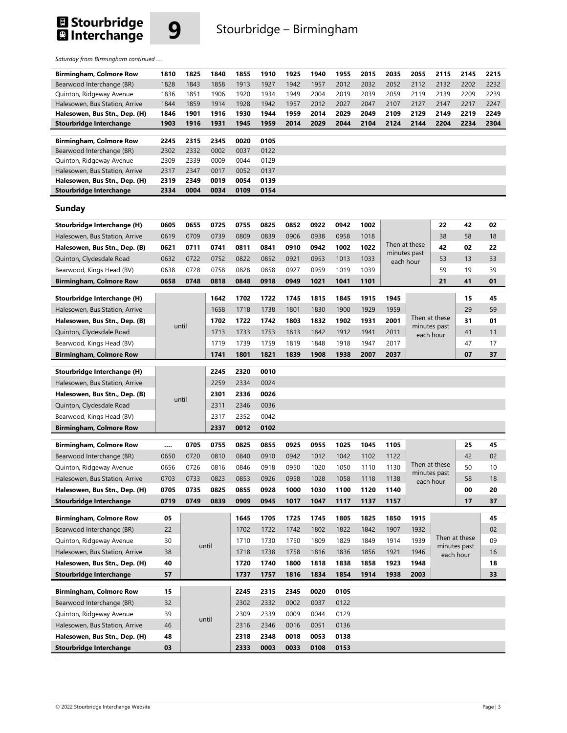*Saturday from Birmingham continued ….*

| Birmingham, Colmore Row | 1810 | 1825 | 1840 | 1855 | 1910 | 1925 | 1940 | 1955 | 2015 | 2035 | 2055 | 2115 | 2145 | 2215 |
|---|---|---|---|---|---|---|---|---|---|---|---|---|---|---|
| Bearwood Interchange (BR) | 1828 | 1843 | 1858 | 1913 | 1927 | 1942 | 1957 | 2012 | 2032 | 2052 | 2112 | 2132 | 2202 | 2232 |
| Quinton, Ridgeway Avenue | 1836 | 1851 | 1906 | 1920 | 1934 | 1949 | 2004 | 2019 | 2039 | 2059 | 2119 | 2139 | 2209 | 2239 |
| Halesowen, Bus Station, Arrive | 1844 | 1859 | 1914 | 1928 | 1942 | 1957 | 2012 | 2027 | 2047 | 2107 | 2127 | 2147 | 2217 | 2247 |
| **Halesowen, Bus Stn., Dep. (H)** | **1846** | **1901** | **1916** | **1930** | **1944** | **1959** | **2014** | **2029** | **2049** | **2109** | **2129** | **2149** | **2219** | **2249** |
| **Stourbridge Interchange** | **1903** | **1916** | **1931** | **1945** | **1959** | **2014** | **2029** | **2044** | **2104** | **2124** | **2144** | **2204** | **2234** | **2304** |

| Birmingham, Colmore Row | 2245 | 2315 | 2345 | 0020 | 0105 |
|---|---|---|---|---|---|
| Bearwood Interchange (BR) | 2302 | 2332 | 0002 | 0037 | 0122 |
| Quinton, Ridgeway Avenue | 2309 | 2339 | 0009 | 0044 | 0129 |
| Halesowen, Bus Station, Arrive | 2317 | 2347 | 0017 | 0052 | 0137 |
| **Halesowen, Bus Stn., Dep. (H)** | **2319** | **2349** | **0019** | **0054** | **0139** |
| **Stourbridge Interchange** | **2334** | **0004** | **0034** | **0109** | **0154** |

## Sunday

| Stourbridge Interchange (H) | 0605 | 0655 | 0725 | 0755 | 0825 | 0852 | 0922 | 0942 | 1002 | Then at these minutes past each hour | 22 | 42 | 02 |
|---|---|---|---|---|---|---|---|---|---|---|---|---|---|
| Halesowen, Bus Station, Arrive | 0619 | 0709 | 0739 | 0809 | 0839 | 0906 | 0938 | 0958 | 1018 | | 38 | 58 | 18 |
| **Halesowen, Bus Stn., Dep. (B)** | **0621** | **0711** | **0741** | **0811** | **0841** | **0910** | **0942** | **1002** | **1022** | | **42** | **02** | **22** |
| Quinton, Clydesdale Road | 0632 | 0722 | 0752 | 0822 | 0852 | 0921 | 0953 | 1013 | 1033 | | 53 | 13 | 33 |
| Bearwood, Kings Head (BV) | 0638 | 0728 | 0758 | 0828 | 0858 | 0927 | 0959 | 1019 | 1039 | | 59 | 19 | 39 |
| **Birmingham, Colmore Row** | **0658** | **0748** | **0818** | **0848** | **0918** | **0949** | **1021** | **1041** | **1101** | | **21** | **41** | **01** |

| Stourbridge Interchange (H) | until | 1642 | 1702 | 1722 | 1745 | 1815 | 1845 | 1915 | 1945 | Then at these minutes past each hour | 15 | 45 |
|---|---|---|---|---|---|---|---|---|---|---|---|---|
| Halesowen, Bus Station, Arrive | | 1658 | 1718 | 1738 | 1801 | 1830 | 1900 | 1929 | 1959 | | 29 | 59 |
| **Halesowen, Bus Stn., Dep. (B)** | | **1702** | **1722** | **1742** | **1803** | **1832** | **1902** | **1931** | **2001** | | **31** | **01** |
| Quinton, Clydesdale Road | | 1713 | 1733 | 1753 | 1813 | 1842 | 1912 | 1941 | 2011 | | 41 | 11 |
| Bearwood, Kings Head (BV) | | 1719 | 1739 | 1759 | 1819 | 1848 | 1918 | 1947 | 2017 | | 47 | 17 |
| **Birmingham, Colmore Row** | | **1741** | **1801** | **1821** | **1839** | **1908** | **1938** | **2007** | **2037** | | **07** | **37** |

| Stourbridge Interchange (H) | until | 2245 | 2320 | 0010 |
|---|---|---|---|---|
| Halesowen, Bus Station, Arrive | | 2259 | 2334 | 0024 |
| **Halesowen, Bus Stn., Dep. (B)** | | **2301** | **2336** | **0026** |
| Quinton, Clydesdale Road | | 2311 | 2346 | 0036 |
| Bearwood, Kings Head (BV) | | 2317 | 2352 | 0042 |
| **Birmingham, Colmore Row** | | **2337** | **0012** | **0102** |

| Birmingham, Colmore Row | …. | 0705 | 0755 | 0825 | 0855 | 0925 | 0955 | 1025 | 1045 | 1105 | Then at these minutes past each hour | 25 | 45 |
|---|---|---|---|---|---|---|---|---|---|---|---|---|---|
| Bearwood Interchange (BR) | 0650 | 0720 | 0810 | 0840 | 0910 | 0942 | 1012 | 1042 | 1102 | 1122 | | 42 | 02 |
| Quinton, Ridgeway Avenue | 0656 | 0726 | 0816 | 0846 | 0918 | 0950 | 1020 | 1050 | 1110 | 1130 | | 50 | 10 |
| Halesowen, Bus Station, Arrive | 0703 | 0733 | 0823 | 0853 | 0926 | 0958 | 1028 | 1058 | 1118 | 1138 | | 58 | 18 |
| **Halesowen, Bus Stn., Dep. (H)** | **0705** | **0735** | **0825** | **0855** | **0928** | **1000** | **1030** | **1100** | **1120** | **1140** | | **00** | **20** |
| **Stourbridge Interchange** | **0719** | **0749** | **0839** | **0909** | **0945** | **1017** | **1047** | **1117** | **1137** | **1157** | | **17** | **37** |

| Birmingham, Colmore Row | 05 | until | 1645 | 1705 | 1725 | 1745 | 1805 | 1825 | 1850 | 1915 | Then at these minutes past each hour | 45 |
|---|---|---|---|---|---|---|---|---|---|---|---|---|
| Bearwood Interchange (BR) | 22 | | 1702 | 1722 | 1742 | 1802 | 1822 | 1842 | 1907 | 1932 | | 02 |
| Quinton, Ridgeway Avenue | 30 | | 1710 | 1730 | 1750 | 1809 | 1829 | 1849 | 1914 | 1939 | | 09 |
| Halesowen, Bus Station, Arrive | 38 | | 1718 | 1738 | 1758 | 1816 | 1836 | 1856 | 1921 | 1946 | | 16 |
| **Halesowen, Bus Stn., Dep. (H)** | **40** | | **1720** | **1740** | **1800** | **1818** | **1838** | **1858** | **1923** | **1948** | | **18** |
| **Stourbridge Interchange** | **57** | | **1737** | **1757** | **1816** | **1834** | **1854** | **1914** | **1938** | **2003** | | **33** |

| Birmingham, Colmore Row | 15 | until | 2245 | 2315 | 2345 | 0020 | 0105 |
|---|---|---|---|---|---|---|---|
| Bearwood Interchange (BR) | 32 | | 2302 | 2332 | 0002 | 0037 | 0122 |
| Quinton, Ridgeway Avenue | 39 | | 2309 | 2339 | 0009 | 0044 | 0129 |
| Halesowen, Bus Station, Arrive | 46 | | 2316 | 2346 | 0016 | 0051 | 0136 |
| **Halesowen, Bus Stn., Dep. (H)** | **48** | | **2318** | **2348** | **0018** | **0053** | **0138** |
| **Stourbridge Interchange** | **03** | | **2333** | **0003** | **0033** | **0108** | **0153** |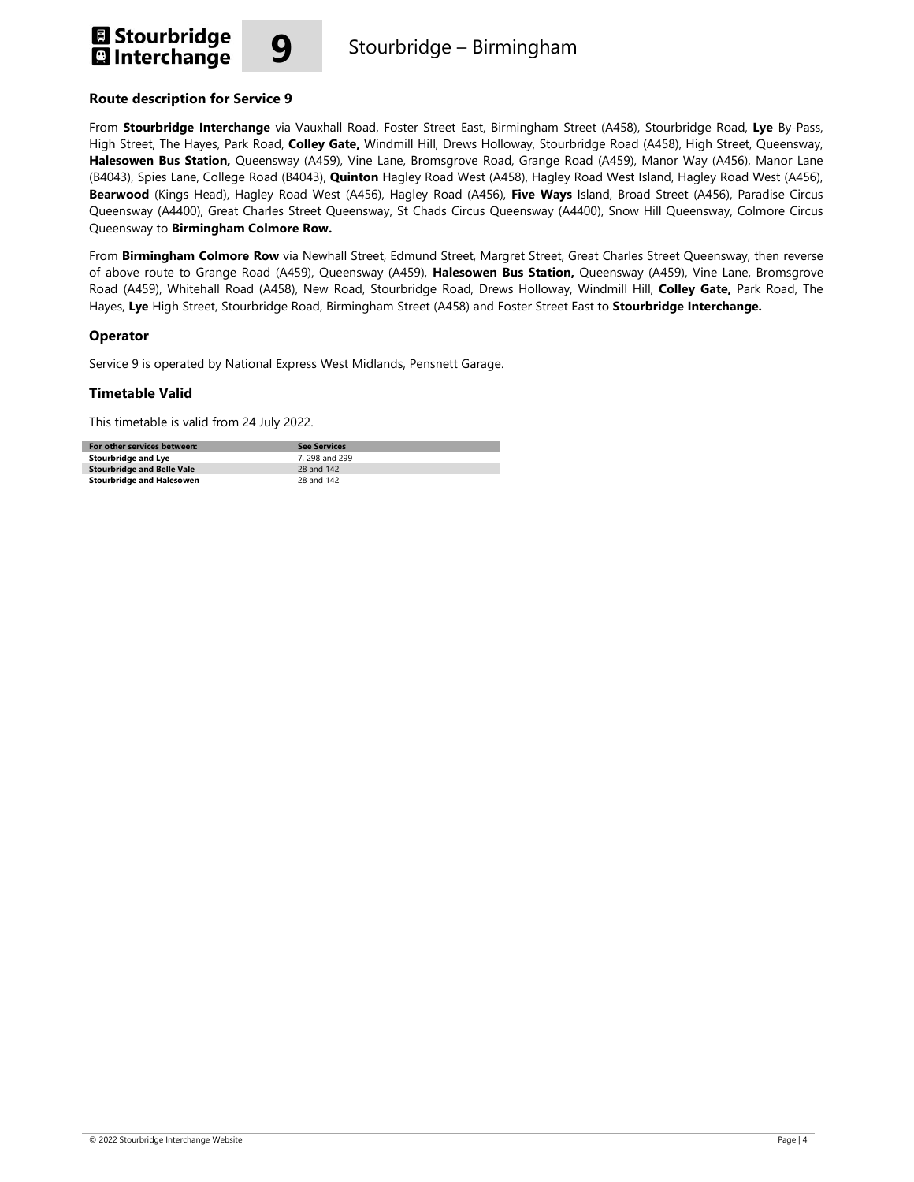# 9 Stourbridge – Birmingham

### Route description for Service 9

From **Stourbridge Interchange** via Vauxhall Road, Foster Street East, Birmingham Street (A458), Stourbridge Road, **Lye** By-Pass, High Street, The Hayes, Park Road, **Colley Gate,** Windmill Hill, Drews Holloway, Stourbridge Road (A458), High Street, Queensway, **Halesowen Bus Station,** Queensway (A459), Vine Lane, Bromsgrove Road, Grange Road (A459), Manor Way (A456), Manor Lane (B4043), Spies Lane, College Road (B4043), **Quinton** Hagley Road West (A458), Hagley Road West Island, Hagley Road West (A456), **Bearwood** (Kings Head), Hagley Road West (A456), Hagley Road (A456), **Five Ways** Island, Broad Street (A456), Paradise Circus Queensway (A4400), Great Charles Street Queensway, St Chads Circus Queensway (A4400), Snow Hill Queensway, Colmore Circus Queensway to **Birmingham Colmore Row.**

From **Birmingham Colmore Row** via Newhall Street, Edmund Street, Margret Street, Great Charles Street Queensway, then reverse of above route to Grange Road (A459), Queensway (A459), **Halesowen Bus Station,** Queensway (A459), Vine Lane, Bromsgrove Road (A459), Whitehall Road (A458), New Road, Stourbridge Road, Drews Holloway, Windmill Hill, **Colley Gate,** Park Road, The Hayes, **Lye** High Street, Stourbridge Road, Birmingham Street (A458) and Foster Street East to **Stourbridge Interchange.**

### Operator

Service 9 is operated by National Express West Midlands, Pensnett Garage.

### Timetable Valid

This timetable is valid from 24 July 2022.

| For other services between: | See Services |
|---|---|
| Stourbridge and Lye | 7, 298 and 299 |
| Stourbridge and Belle Vale | 28 and 142 |
| Stourbridge and Halesowen | 28 and 142 |